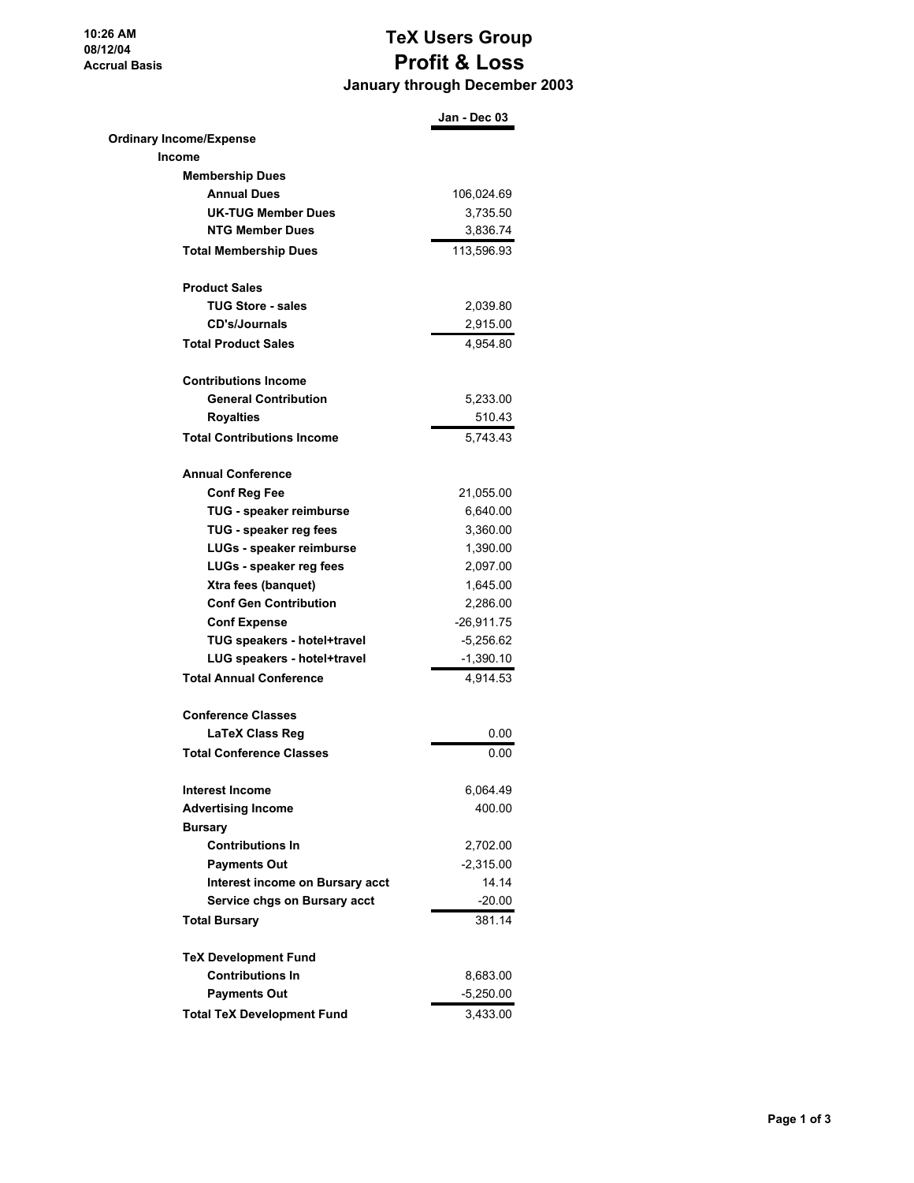10:26 AM
08/12/04
Accrual Basis

# TeX Users Group
# Profit & Loss
## January through December 2003

| | Jan - Dec 03 |
|---|---|
| **Ordinary Income/Expense** | |
| **Income** | |
| **Membership Dues** | |
| **Annual Dues** | 106,024.69 |
| **UK-TUG Member Dues** | 3,735.50 |
| **NTG Member Dues** | 3,836.74 |
| **Total Membership Dues** | 113,596.93 |
| | |
| **Product Sales** | |
| **TUG Store - sales** | 2,039.80 |
| **CD's/Journals** | 2,915.00 |
| **Total Product Sales** | 4,954.80 |
| | |
| **Contributions Income** | |
| **General Contribution** | 5,233.00 |
| **Royalties** | 510.43 |
| **Total Contributions Income** | 5,743.43 |
| | |
| **Annual Conference** | |
| **Conf Reg Fee** | 21,055.00 |
| **TUG - speaker reimburse** | 6,640.00 |
| **TUG - speaker reg fees** | 3,360.00 |
| **LUGs - speaker reimburse** | 1,390.00 |
| **LUGs - speaker reg fees** | 2,097.00 |
| **Xtra fees (banquet)** | 1,645.00 |
| **Conf Gen Contribution** | 2,286.00 |
| **Conf Expense** | -26,911.75 |
| **TUG speakers - hotel+travel** | -5,256.62 |
| **LUG speakers - hotel+travel** | -1,390.10 |
| **Total Annual Conference** | 4,914.53 |
| | |
| **Conference Classes** | |
| **LaTeX Class Reg** | 0.00 |
| **Total Conference Classes** | 0.00 |
| | |
| **Interest Income** | 6,064.49 |
| **Advertising Income** | 400.00 |
| **Bursary** | |
| **Contributions In** | 2,702.00 |
| **Payments Out** | -2,315.00 |
| **Interest income on Bursary acct** | 14.14 |
| **Service chgs on Bursary acct** | -20.00 |
| **Total Bursary** | 381.14 |
| | |
| **TeX Development Fund** | |
| **Contributions In** | 8,683.00 |
| **Payments Out** | -5,250.00 |
| **Total TeX Development Fund** | 3,433.00 |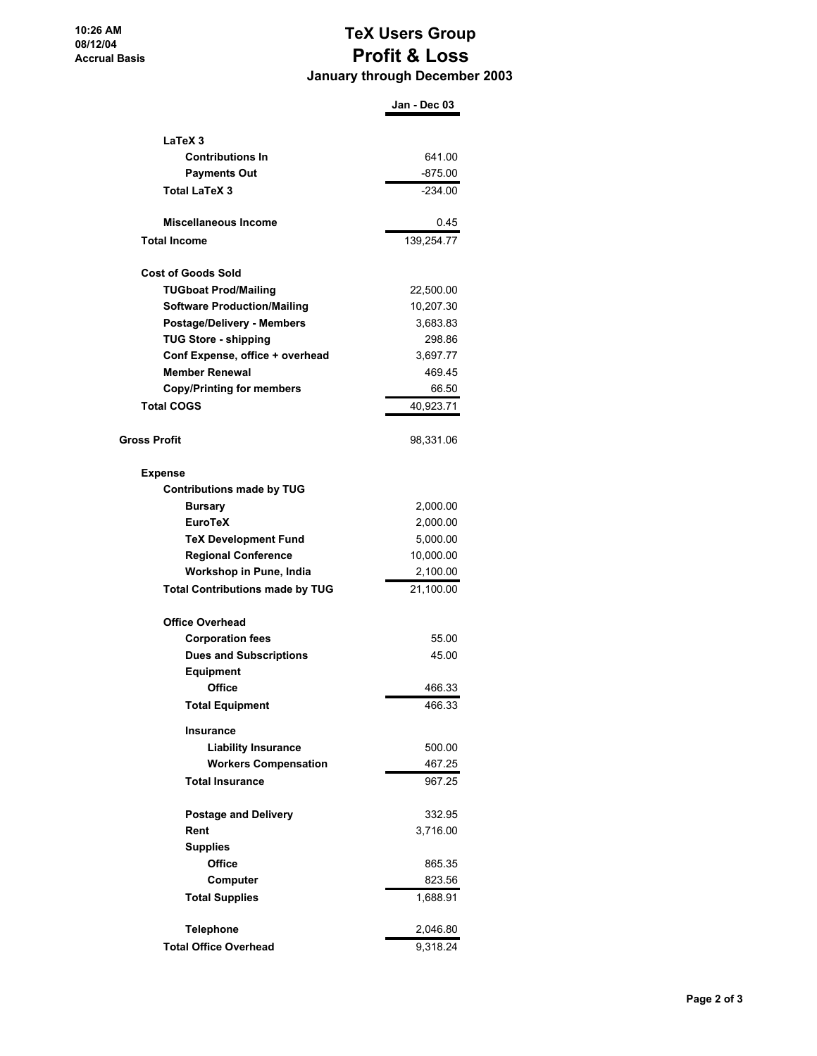# TeX Users Group

## Profit & Loss

### January through December 2003

10:26 AM
08/12/04
Accrual Basis

| | Jan - Dec 03 |
|---|---|
| LaTeX 3 | |
| Contributions In | 641.00 |
| Payments Out | -875.00 |
| Total LaTeX 3 | -234.00 |
| Miscellaneous Income | 0.45 |
| Total Income | 139,254.77 |
| Cost of Goods Sold | |
| TUGboat Prod/Mailing | 22,500.00 |
| Software Production/Mailing | 10,207.30 |
| Postage/Delivery - Members | 3,683.83 |
| TUG Store - shipping | 298.86 |
| Conf Expense, office + overhead | 3,697.77 |
| Member Renewal | 469.45 |
| Copy/Printing for members | 66.50 |
| Total COGS | 40,923.71 |
| Gross Profit | 98,331.06 |
| Expense | |
| Contributions made by TUG | |
| Bursary | 2,000.00 |
| EuroTeX | 2,000.00 |
| TeX Development Fund | 5,000.00 |
| Regional Conference | 10,000.00 |
| Workshop in Pune, India | 2,100.00 |
| Total Contributions made by TUG | 21,100.00 |
| Office Overhead | |
| Corporation fees | 55.00 |
| Dues and Subscriptions | 45.00 |
| Equipment | |
| Office | 466.33 |
| Total Equipment | 466.33 |
| Insurance | |
| Liability Insurance | 500.00 |
| Workers Compensation | 467.25 |
| Total Insurance | 967.25 |
| Postage and Delivery | 332.95 |
| Rent | 3,716.00 |
| Supplies | |
| Office | 865.35 |
| Computer | 823.56 |
| Total Supplies | 1,688.91 |
| Telephone | 2,046.80 |
| Total Office Overhead | 9,318.24 |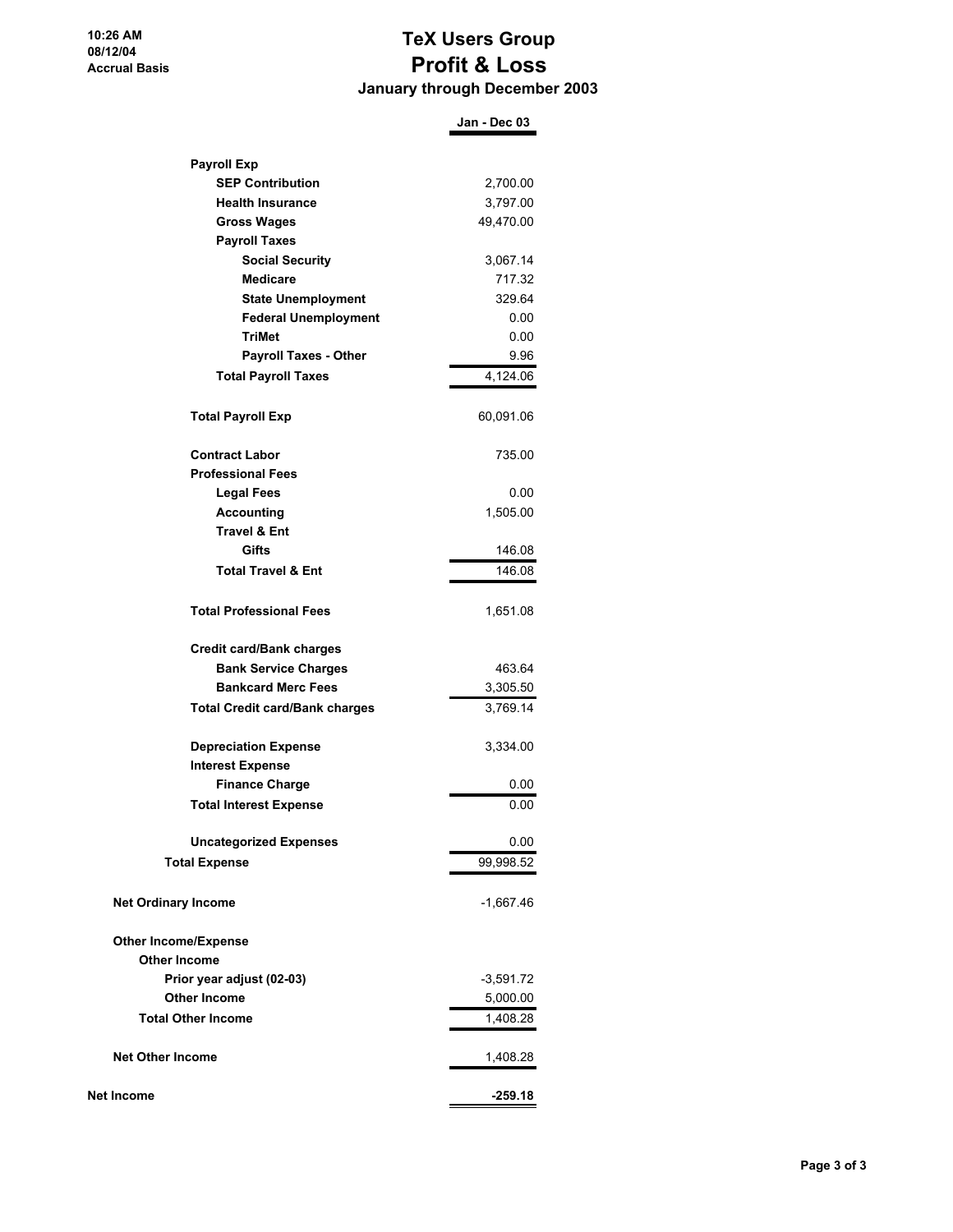10:26 AM
08/12/04
Accrual Basis

# TeX Users Group
# Profit & Loss
### January through December 2003

| | Jan - Dec 03 |
|---|---|
| **Payroll Exp** | |
| **SEP Contribution** | 2,700.00 |
| **Health Insurance** | 3,797.00 |
| **Gross Wages** | 49,470.00 |
| **Payroll Taxes** | |
| **Social Security** | 3,067.14 |
| **Medicare** | 717.32 |
| **State Unemployment** | 329.64 |
| **Federal Unemployment** | 0.00 |
| **TriMet** | 0.00 |
| **Payroll Taxes - Other** | 9.96 |
| **Total Payroll Taxes** | 4,124.06 |
| **Total Payroll Exp** | 60,091.06 |
| **Contract Labor** | 735.00 |
| **Professional Fees** | |
| **Legal Fees** | 0.00 |
| **Accounting** | 1,505.00 |
| **Travel & Ent** | |
| **Gifts** | 146.08 |
| **Total Travel & Ent** | 146.08 |
| **Total Professional Fees** | 1,651.08 |
| **Credit card/Bank charges** | |
| **Bank Service Charges** | 463.64 |
| **Bankcard Merc Fees** | 3,305.50 |
| **Total Credit card/Bank charges** | 3,769.14 |
| **Depreciation Expense** | 3,334.00 |
| **Interest Expense** | |
| **Finance Charge** | 0.00 |
| **Total Interest Expense** | 0.00 |
| **Uncategorized Expenses** | 0.00 |
| **Total Expense** | 99,998.52 |
| **Net Ordinary Income** | -1,667.46 |
| **Other Income/Expense** | |
| **Other Income** | |
| **Prior year adjust (02-03)** | -3,591.72 |
| **Other Income** | 5,000.00 |
| **Total Other Income** | 1,408.28 |
| **Net Other Income** | 1,408.28 |
| **Net Income** | **-259.18** |